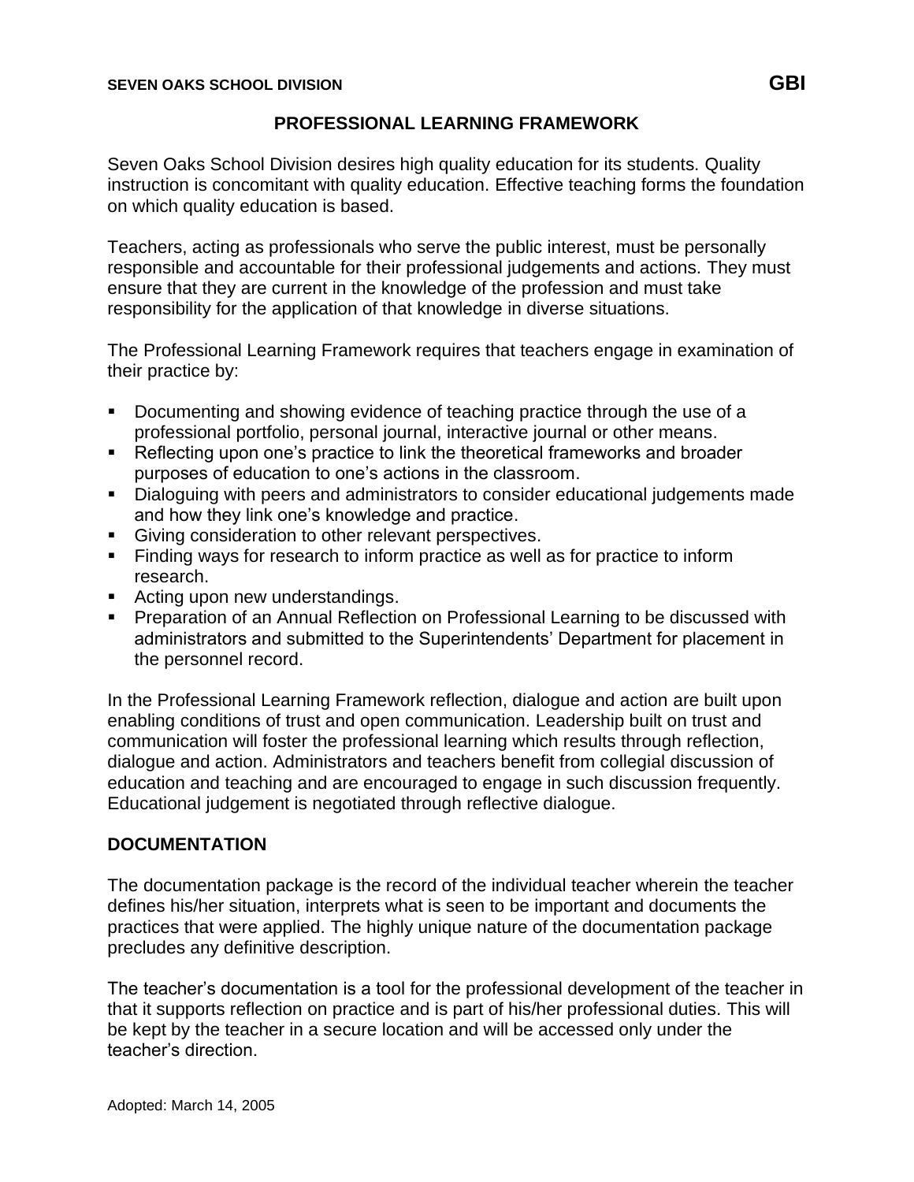**SEVEN OAKS SCHOOL DIVISION** **GBI**

# PROFESSIONAL LEARNING FRAMEWORK

Seven Oaks School Division desires high quality education for its students. Quality instruction is concomitant with quality education. Effective teaching forms the foundation on which quality education is based.

Teachers, acting as professionals who serve the public interest, must be personally responsible and accountable for their professional judgements and actions. They must ensure that they are current in the knowledge of the profession and must take responsibility for the application of that knowledge in diverse situations.

The Professional Learning Framework requires that teachers engage in examination of their practice by:

- Documenting and showing evidence of teaching practice through the use of a professional portfolio, personal journal, interactive journal or other means.
- Reflecting upon one's practice to link the theoretical frameworks and broader purposes of education to one's actions in the classroom.
- Dialoguing with peers and administrators to consider educational judgements made and how they link one's knowledge and practice.
- Giving consideration to other relevant perspectives.
- Finding ways for research to inform practice as well as for practice to inform research.
- Acting upon new understandings.
- Preparation of an Annual Reflection on Professional Learning to be discussed with administrators and submitted to the Superintendents' Department for placement in the personnel record.

In the Professional Learning Framework reflection, dialogue and action are built upon enabling conditions of trust and open communication. Leadership built on trust and communication will foster the professional learning which results through reflection, dialogue and action. Administrators and teachers benefit from collegial discussion of education and teaching and are encouraged to engage in such discussion frequently. Educational judgement is negotiated through reflective dialogue.

## DOCUMENTATION

The documentation package is the record of the individual teacher wherein the teacher defines his/her situation, interprets what is seen to be important and documents the practices that were applied. The highly unique nature of the documentation package precludes any definitive description.

The teacher's documentation is a tool for the professional development of the teacher in that it supports reflection on practice and is part of his/her professional duties. This will be kept by the teacher in a secure location and will be accessed only under the teacher's direction.

Adopted: March 14, 2005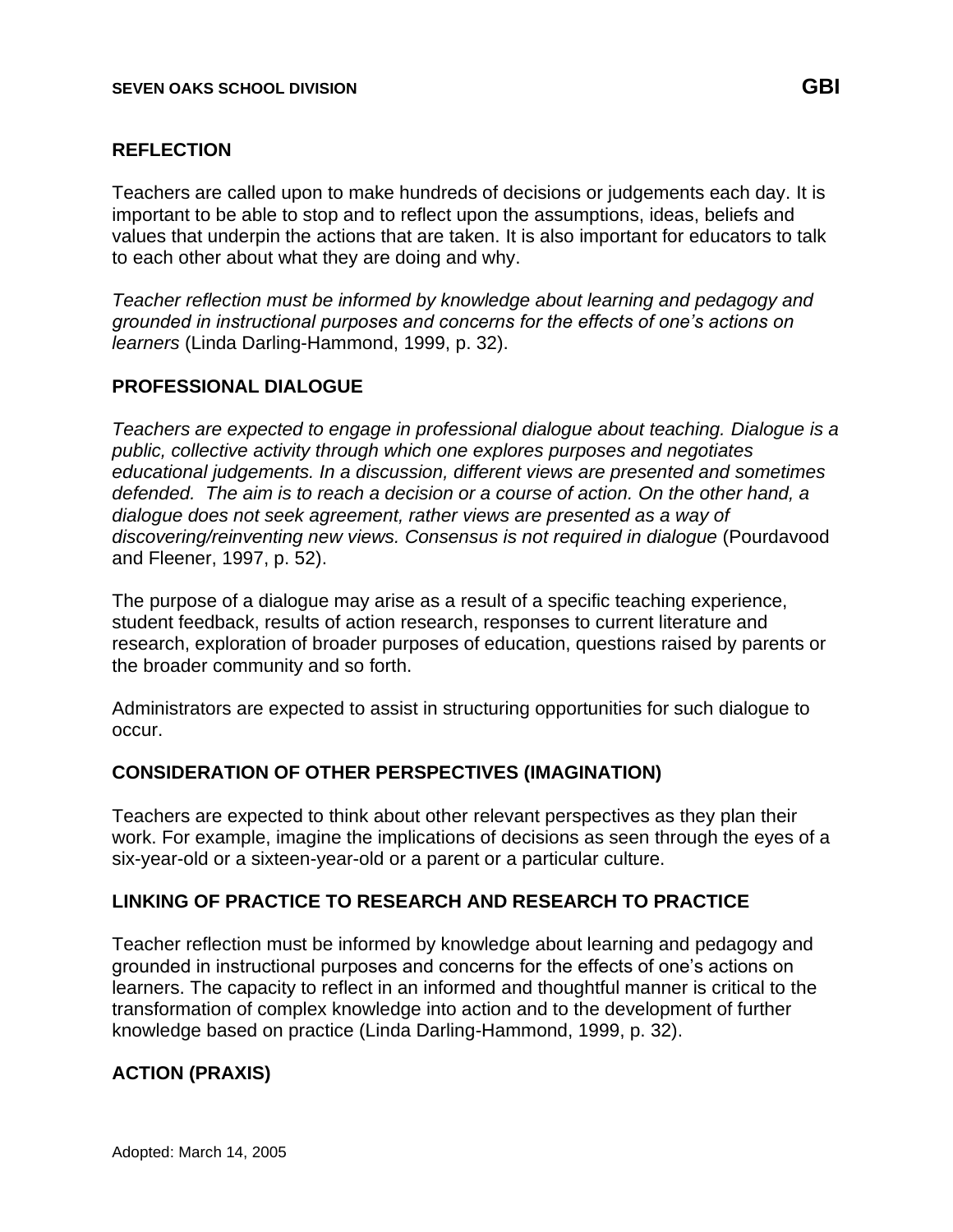## REFLECTION

Teachers are called upon to make hundreds of decisions or judgements each day. It is important to be able to stop and to reflect upon the assumptions, ideas, beliefs and values that underpin the actions that are taken. It is also important for educators to talk to each other about what they are doing and why.

*Teacher reflection must be informed by knowledge about learning and pedagogy and grounded in instructional purposes and concerns for the effects of one's actions on learners* (Linda Darling-Hammond, 1999, p. 32).

## PROFESSIONAL DIALOGUE

*Teachers are expected to engage in professional dialogue about teaching. Dialogue is a public, collective activity through which one explores purposes and negotiates educational judgements. In a discussion, different views are presented and sometimes defended. The aim is to reach a decision or a course of action. On the other hand, a dialogue does not seek agreement, rather views are presented as a way of discovering/reinventing new views. Consensus is not required in dialogue* (Pourdavood and Fleener, 1997, p. 52).

The purpose of a dialogue may arise as a result of a specific teaching experience, student feedback, results of action research, responses to current literature and research, exploration of broader purposes of education, questions raised by parents or the broader community and so forth.

Administrators are expected to assist in structuring opportunities for such dialogue to occur.

## CONSIDERATION OF OTHER PERSPECTIVES (IMAGINATION)

Teachers are expected to think about other relevant perspectives as they plan their work. For example, imagine the implications of decisions as seen through the eyes of a six-year-old or a sixteen-year-old or a parent or a particular culture.

## LINKING OF PRACTICE TO RESEARCH AND RESEARCH TO PRACTICE

Teacher reflection must be informed by knowledge about learning and pedagogy and grounded in instructional purposes and concerns for the effects of one's actions on learners. The capacity to reflect in an informed and thoughtful manner is critical to the transformation of complex knowledge into action and to the development of further knowledge based on practice (Linda Darling-Hammond, 1999, p. 32).

## ACTION (PRAXIS)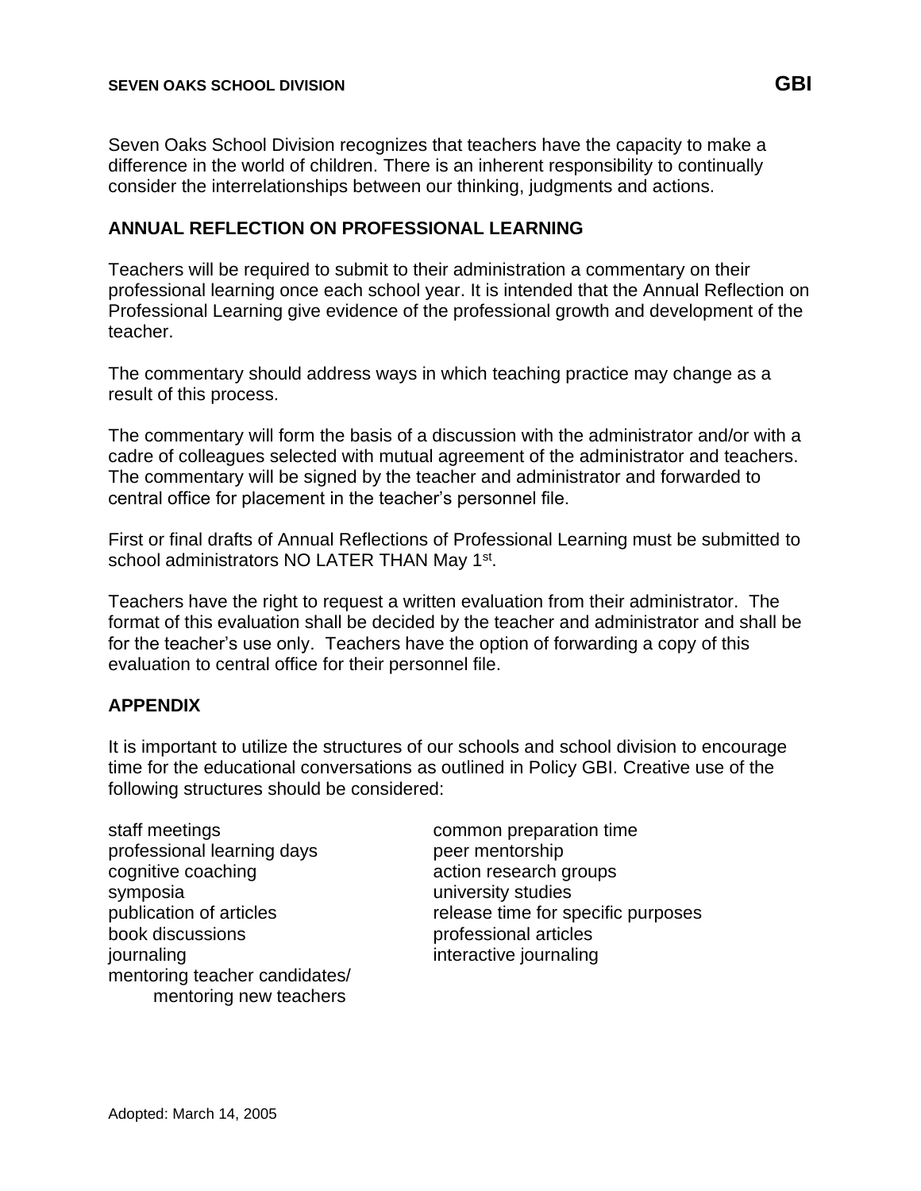Seven Oaks School Division recognizes that teachers have the capacity to make a difference in the world of children. There is an inherent responsibility to continually consider the interrelationships between our thinking, judgments and actions.

## ANNUAL REFLECTION ON PROFESSIONAL LEARNING

Teachers will be required to submit to their administration a commentary on their professional learning once each school year. It is intended that the Annual Reflection on Professional Learning give evidence of the professional growth and development of the teacher.

The commentary should address ways in which teaching practice may change as a result of this process.

The commentary will form the basis of a discussion with the administrator and/or with a cadre of colleagues selected with mutual agreement of the administrator and teachers. The commentary will be signed by the teacher and administrator and forwarded to central office for placement in the teacher's personnel file.

First or final drafts of Annual Reflections of Professional Learning must be submitted to school administrators NO LATER THAN May 1st.

Teachers have the right to request a written evaluation from their administrator. The format of this evaluation shall be decided by the teacher and administrator and shall be for the teacher's use only. Teachers have the option of forwarding a copy of this evaluation to central office for their personnel file.

## APPENDIX

It is important to utilize the structures of our schools and school division to encourage time for the educational conversations as outlined in Policy GBI. Creative use of the following structures should be considered:

- staff meetings
- professional learning days
- cognitive coaching
- symposia
- publication of articles
- book discussions
- journaling
- mentoring teacher candidates/ mentoring new teachers
- common preparation time
- peer mentorship
- action research groups
- university studies
- release time for specific purposes
- professional articles
- interactive journaling

Adopted: March 14, 2005